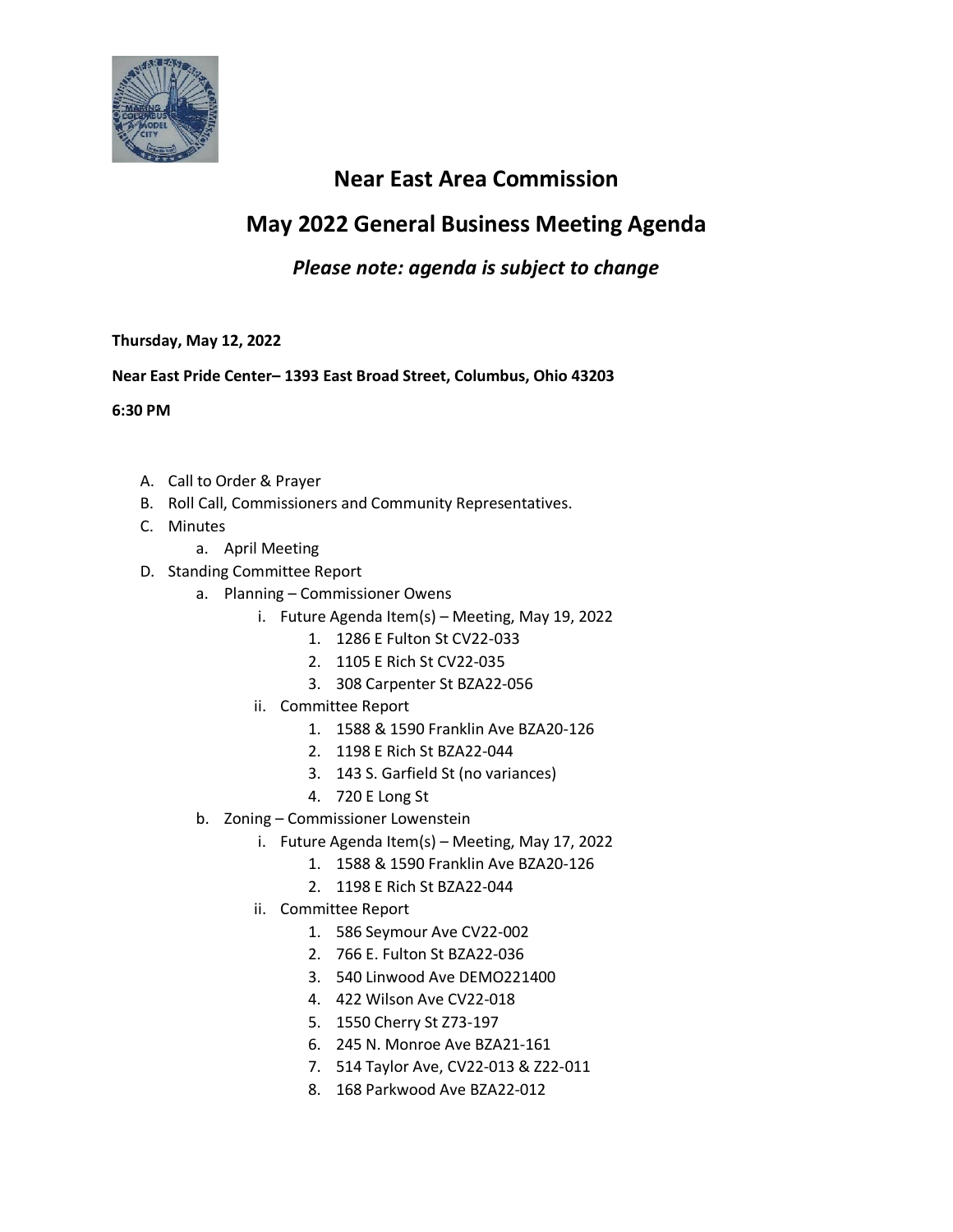# Near East Area Commission

## May 2022 General Business Meeting Agenda

*Please note: agenda is subject to change*

**Thursday, May 12, 2022**

**Near East Pride Center– 1393 East Broad Street, Columbus, Ohio 43203**

**6:30 PM**

- A. Call to Order & Prayer
- B. Roll Call, Commissioners and Community Representatives.
- C. Minutes
  - a. April Meeting
- D. Standing Committee Report
  - a. Planning – Commissioner Owens
    - i. Future Agenda Item(s) – Meeting, May 19, 2022
      1. 1286 E Fulton St CV22-033
      2. 1105 E Rich St CV22-035
      3. 308 Carpenter St BZA22-056
    - ii. Committee Report
      1. 1588 & 1590 Franklin Ave BZA20-126
      2. 1198 E Rich St BZA22-044
      3. 143 S. Garfield St (no variances)
      4. 720 E Long St
  - b. Zoning – Commissioner Lowenstein
    - i. Future Agenda Item(s) – Meeting, May 17, 2022
      1. 1588 & 1590 Franklin Ave BZA20-126
      2. 1198 E Rich St BZA22-044
    - ii. Committee Report
      1. 586 Seymour Ave CV22-002
      2. 766 E. Fulton St BZA22-036
      3. 540 Linwood Ave DEMO221400
      4. 422 Wilson Ave CV22-018
      5. 1550 Cherry St Z73-197
      6. 245 N. Monroe Ave BZA21-161
      7. 514 Taylor Ave, CV22-013 & Z22-011
      8. 168 Parkwood Ave BZA22-012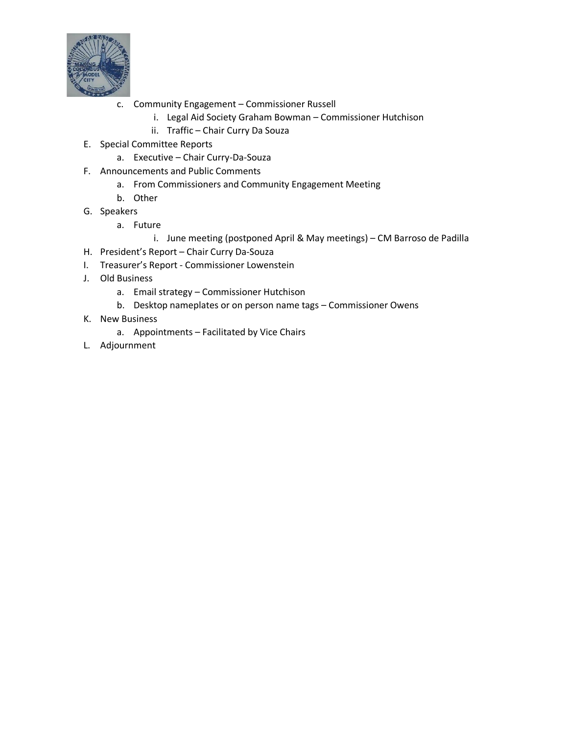c. Community Engagement – Commissioner Russell
    i. Legal Aid Society Graham Bowman – Commissioner Hutchison
    ii. Traffic – Chair Curry Da Souza

E. Special Committee Reports
    a. Executive – Chair Curry-Da-Souza

F. Announcements and Public Comments
    a. From Commissioners and Community Engagement Meeting
    b. Other

G. Speakers
    a. Future
        i. June meeting (postponed April & May meetings) – CM Barroso de Padilla

H. President's Report – Chair Curry Da-Souza

I. Treasurer's Report - Commissioner Lowenstein

J. Old Business
    a. Email strategy – Commissioner Hutchison
    b. Desktop nameplates or on person name tags – Commissioner Owens

K. New Business
    a. Appointments – Facilitated by Vice Chairs

L. Adjournment